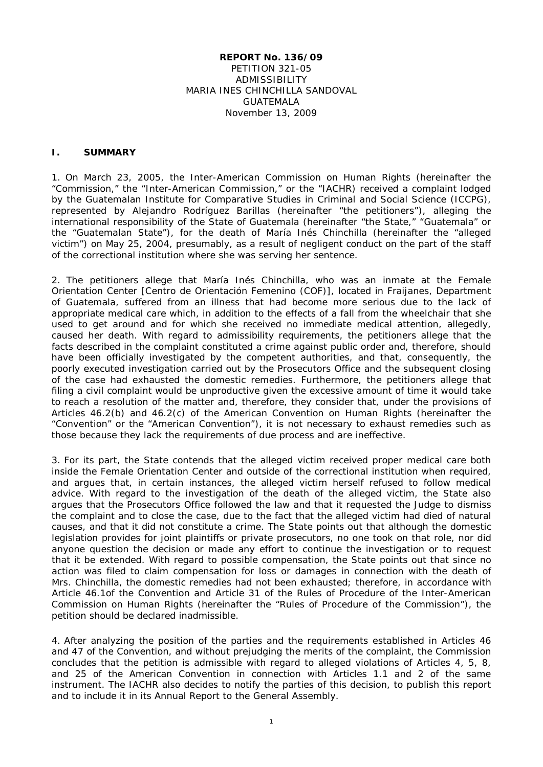**REPORT No. 136/09**
PETITION 321-05
ADMISSIBILITY
MARIA INES CHINCHILLA SANDOVAL
GUATEMALA
November 13, 2009

## I. SUMMARY

1. On March 23, 2005, the Inter-American Commission on Human Rights (hereinafter the "Commission," the "Inter-American Commission," or the "IACHR) received a complaint lodged by the Guatemalan Institute for Comparative Studies in Criminal and Social Science (ICCPG), represented by Alejandro Rodríguez Barillas (hereinafter "the petitioners"), alleging the international responsibility of the State of Guatemala (hereinafter "the State," "Guatemala" or the "Guatemalan State"), for the death of María Inés Chinchilla (hereinafter the "alleged victim") on May 25, 2004, presumably, as a result of negligent conduct on the part of the staff of the correctional institution where she was serving her sentence.

2. The petitioners allege that María Inés Chinchilla, who was an inmate at the Female Orientation Center [Centro de Orientación Femenino (COF)], located in Fraijanes, Department of Guatemala, suffered from an illness that had become more serious due to the lack of appropriate medical care which, in addition to the effects of a fall from the wheelchair that she used to get around and for which she received no immediate medical attention, allegedly, caused her death. With regard to admissibility requirements, the petitioners allege that the facts described in the complaint constituted a crime against public order and, therefore, should have been officially investigated by the competent authorities, and that, consequently, the poorly executed investigation carried out by the Prosecutors Office and the subsequent closing of the case had exhausted the domestic remedies. Furthermore, the petitioners allege that filing a civil complaint would be unproductive given the excessive amount of time it would take to reach a resolution of the matter and, therefore, they consider that, under the provisions of Articles 46.2(b) and 46.2(c) of the American Convention on Human Rights (hereinafter the "Convention" or the "American Convention"), it is not necessary to exhaust remedies such as those because they lack the requirements of due process and are ineffective.

3. For its part, the State contends that the alleged victim received proper medical care both inside the Female Orientation Center and outside of the correctional institution when required, and argues that, in certain instances, the alleged victim herself refused to follow medical advice. With regard to the investigation of the death of the alleged victim, the State also argues that the Prosecutors Office followed the law and that it requested the Judge to dismiss the complaint and to close the case, due to the fact that the alleged victim had died of natural causes, and that it did not constitute a crime. The State points out that although the domestic legislation provides for joint plaintiffs or private prosecutors, no one took on that role, nor did anyone question the decision or made any effort to continue the investigation or to request that it be extended. With regard to possible compensation, the State points out that since no action was filed to claim compensation for loss or damages in connection with the death of Mrs. Chinchilla, the domestic remedies had not been exhausted; therefore, in accordance with Article 46.1of the Convention and Article 31 of the Rules of Procedure of the Inter-American Commission on Human Rights (hereinafter the "Rules of Procedure of the Commission"), the petition should be declared inadmissible.

4. After analyzing the position of the parties and the requirements established in Articles 46 and 47 of the Convention, and without prejudging the merits of the complaint, the Commission concludes that the petition is admissible with regard to alleged violations of Articles 4, 5, 8, and 25 of the American Convention in connection with Articles 1.1 and 2 of the same instrument. The IACHR also decides to notify the parties of this decision, to publish this report and to include it in its Annual Report to the General Assembly.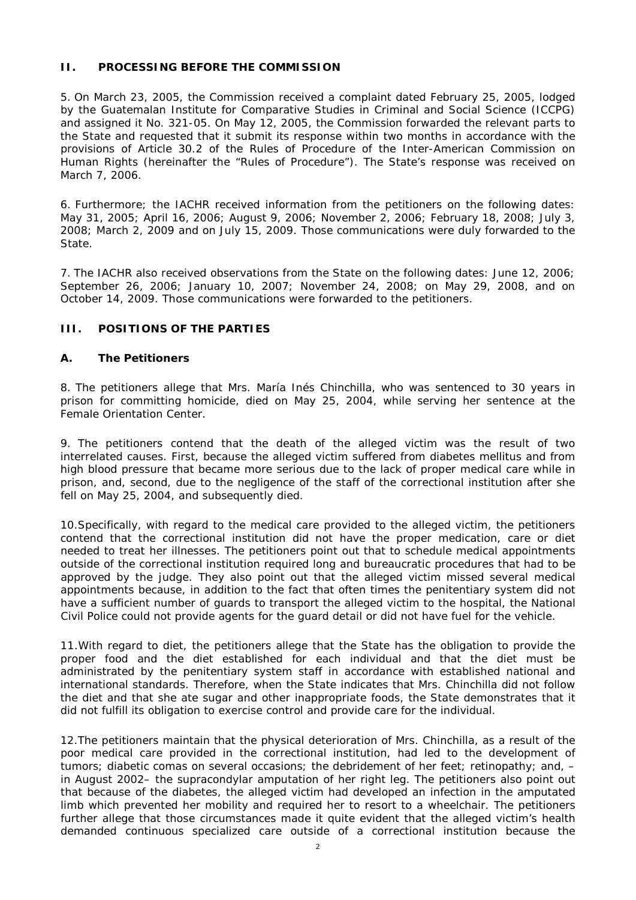## II. PROCESSING BEFORE THE COMMISSION

5. On March 23, 2005, the Commission received a complaint dated February 25, 2005, lodged by the Guatemalan Institute for Comparative Studies in Criminal and Social Science (ICCPG) and assigned it No. 321-05. On May 12, 2005, the Commission forwarded the relevant parts to the State and requested that it submit its response within two months in accordance with the provisions of Article 30.2 of the Rules of Procedure of the Inter-American Commission on Human Rights (hereinafter the "Rules of Procedure"). The State's response was received on March 7, 2006.

6. Furthermore; the IACHR received information from the petitioners on the following dates: May 31, 2005; April 16, 2006; August 9, 2006; November 2, 2006; February 18, 2008; July 3, 2008; March 2, 2009 and on July 15, 2009. Those communications were duly forwarded to the State.

7. The IACHR also received observations from the State on the following dates: June 12, 2006; September 26, 2006; January 10, 2007; November 24, 2008; on May 29, 2008, and on October 14, 2009. Those communications were forwarded to the petitioners.

## III. POSITIONS OF THE PARTIES

### A. The Petitioners

8. The petitioners allege that Mrs. María Inés Chinchilla, who was sentenced to 30 years in prison for committing homicide, died on May 25, 2004, while serving her sentence at the Female Orientation Center.

9. The petitioners contend that the death of the alleged victim was the result of two interrelated causes. First, because the alleged victim suffered from diabetes mellitus and from high blood pressure that became more serious due to the lack of proper medical care while in prison, and, second, due to the negligence of the staff of the correctional institution after she fell on May 25, 2004, and subsequently died.

10.Specifically, with regard to the medical care provided to the alleged victim, the petitioners contend that the correctional institution did not have the proper medication, care or diet needed to treat her illnesses. The petitioners point out that to schedule medical appointments outside of the correctional institution required long and bureaucratic procedures that had to be approved by the judge. They also point out that the alleged victim missed several medical appointments because, in addition to the fact that often times the penitentiary system did not have a sufficient number of guards to transport the alleged victim to the hospital, the National Civil Police could not provide agents for the guard detail or did not have fuel for the vehicle.

11.With regard to diet, the petitioners allege that the State has the obligation to provide the proper food and the diet established for each individual and that the diet must be administrated by the penitentiary system staff in accordance with established national and international standards. Therefore, when the State indicates that Mrs. Chinchilla did not follow the diet and that she ate sugar and other inappropriate foods, the State demonstrates that it did not fulfill its obligation to exercise control and provide care for the individual.

12.The petitioners maintain that the physical deterioration of Mrs. Chinchilla, as a result of the poor medical care provided in the correctional institution, had led to the development of tumors; diabetic comas on several occasions; the debridement of her feet; retinopathy; and, – in August 2002– the supracondylar amputation of her right leg. The petitioners also point out that because of the diabetes, the alleged victim had developed an infection in the amputated limb which prevented her mobility and required her to resort to a wheelchair. The petitioners further allege that those circumstances made it quite evident that the alleged victim's health demanded continuous specialized care outside of a correctional institution because the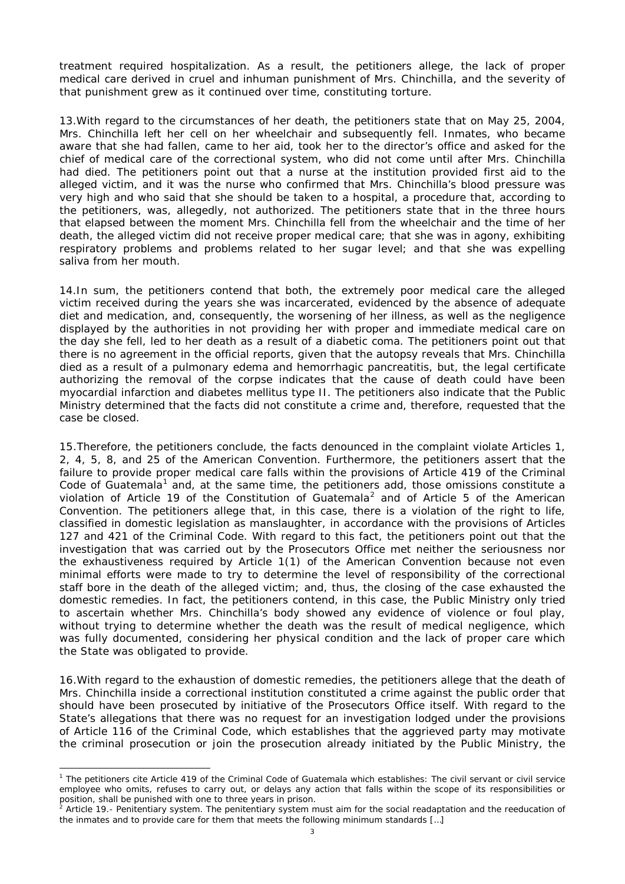treatment required hospitalization. As a result, the petitioners allege, the lack of proper medical care derived in cruel and inhuman punishment of Mrs. Chinchilla, and the severity of that punishment grew as it continued over time, constituting torture.

13.With regard to the circumstances of her death, the petitioners state that on May 25, 2004, Mrs. Chinchilla left her cell on her wheelchair and subsequently fell. Inmates, who became aware that she had fallen, came to her aid, took her to the director's office and asked for the chief of medical care of the correctional system, who did not come until after Mrs. Chinchilla had died. The petitioners point out that a nurse at the institution provided first aid to the alleged victim, and it was the nurse who confirmed that Mrs. Chinchilla's blood pressure was very high and who said that she should be taken to a hospital, a procedure that, according to the petitioners, was, allegedly, not authorized. The petitioners state that in the three hours that elapsed between the moment Mrs. Chinchilla fell from the wheelchair and the time of her death, the alleged victim did not receive proper medical care; that she was in agony, exhibiting respiratory problems and problems related to her sugar level; and that she was expelling saliva from her mouth.

14.In sum, the petitioners contend that both, the extremely poor medical care the alleged victim received during the years she was incarcerated, evidenced by the absence of adequate diet and medication, and, consequently, the worsening of her illness, as well as the negligence displayed by the authorities in not providing her with proper and immediate medical care on the day she fell, led to her death as a result of a diabetic coma. The petitioners point out that there is no agreement in the official reports, given that the autopsy reveals that Mrs. Chinchilla died as a result of a pulmonary edema and hemorrhagic pancreatitis, but, the legal certificate authorizing the removal of the corpse indicates that the cause of death could have been myocardial infarction and diabetes mellitus type II. The petitioners also indicate that the Public Ministry determined that the facts did not constitute a crime and, therefore, requested that the case be closed.

15.Therefore, the petitioners conclude, the facts denounced in the complaint violate Articles 1, 2, 4, 5, 8, and 25 of the American Convention. Furthermore, the petitioners assert that the failure to provide proper medical care falls within the provisions of Article 419 of the Criminal Code of Guatemala[1] and, at the same time, the petitioners add, those omissions constitute a violation of Article 19 of the Constitution of Guatemala[2] and of Article 5 of the American Convention. The petitioners allege that, in this case, there is a violation of the right to life, classified in domestic legislation as manslaughter, in accordance with the provisions of Articles 127 and 421 of the Criminal Code. With regard to this fact, the petitioners point out that the investigation that was carried out by the Prosecutors Office met neither the seriousness nor the exhaustiveness required by Article 1(1) of the American Convention because not even minimal efforts were made to try to determine the level of responsibility of the correctional staff bore in the death of the alleged victim; and, thus, the closing of the case exhausted the domestic remedies. In fact, the petitioners contend, in this case, the Public Ministry only tried to ascertain whether Mrs. Chinchilla's body showed any evidence of violence or foul play, without trying to determine whether the death was the result of medical negligence, which was fully documented, considering her physical condition and the lack of proper care which the State was obligated to provide.

16.With regard to the exhaustion of domestic remedies, the petitioners allege that the death of Mrs. Chinchilla inside a correctional institution constituted a crime against the public order that should have been prosecuted by initiative of the Prosecutors Office itself. With regard to the State's allegations that there was no request for an investigation lodged under the provisions of Article 116 of the Criminal Code, which establishes that the aggrieved party may motivate the criminal prosecution or join the prosecution already initiated by the Public Ministry, the

---

[1] The petitioners cite Article 419 of the Criminal Code of Guatemala which establishes: The civil servant or civil service employee who omits, refuses to carry out, or delays any action that falls within the scope of its responsibilities or position, shall be punished with one to three years in prison.

[2] Article 19.- Penitentiary system. The penitentiary system must aim for the social readaptation and the reeducation of the inmates and to provide care for them that meets the following minimum standards [...]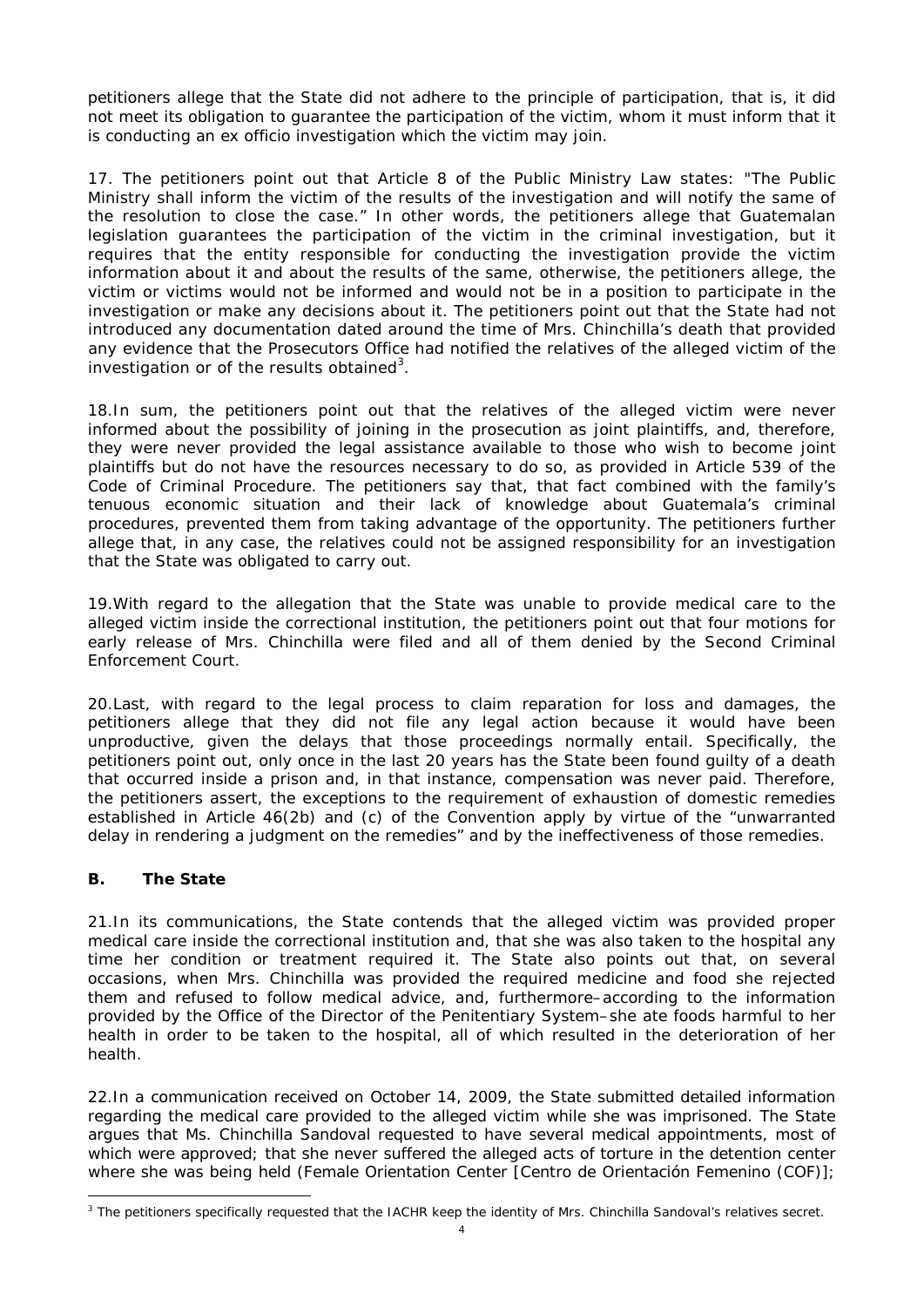petitioners allege that the State did not adhere to the principle of participation, that is, it did not meet its obligation to guarantee the participation of the victim, whom it must inform that it is conducting an ex officio investigation which the victim may join.

17. The petitioners point out that Article 8 of the Public Ministry Law states: "The Public Ministry shall inform the victim of the results of the investigation and will notify the same of the resolution to close the case." In other words, the petitioners allege that Guatemalan legislation guarantees the participation of the victim in the criminal investigation, but it requires that the entity responsible for conducting the investigation provide the victim information about it and about the results of the same, otherwise, the petitioners allege, the victim or victims would not be informed and would not be in a position to participate in the investigation or make any decisions about it. The petitioners point out that the State had not introduced any documentation dated around the time of Mrs. Chinchilla's death that provided any evidence that the Prosecutors Office had notified the relatives of the alleged victim of the investigation or of the results obtained[3].

18.In sum, the petitioners point out that the relatives of the alleged victim were never informed about the possibility of joining in the prosecution as joint plaintiffs, and, therefore, they were never provided the legal assistance available to those who wish to become joint plaintiffs but do not have the resources necessary to do so, as provided in Article 539 of the Code of Criminal Procedure. The petitioners say that, that fact combined with the family's tenuous economic situation and their lack of knowledge about Guatemala's criminal procedures, prevented them from taking advantage of the opportunity. The petitioners further allege that, in any case, the relatives could not be assigned responsibility for an investigation that the State was obligated to carry out.

19.With regard to the allegation that the State was unable to provide medical care to the alleged victim inside the correctional institution, the petitioners point out that four motions for early release of Mrs. Chinchilla were filed and all of them denied by the Second Criminal Enforcement Court.

20.Last, with regard to the legal process to claim reparation for loss and damages, the petitioners allege that they did not file any legal action because it would have been unproductive, given the delays that those proceedings normally entail. Specifically, the petitioners point out, only once in the last 20 years has the State been found guilty of a death that occurred inside a prison and, in that instance, compensation was never paid. Therefore, the petitioners assert, the exceptions to the requirement of exhaustion of domestic remedies established in Article 46(2b) and (c) of the Convention apply by virtue of the "unwarranted delay in rendering a judgment on the remedies" and by the ineffectiveness of those remedies.

### B. The State

21.In its communications, the State contends that the alleged victim was provided proper medical care inside the correctional institution and, that she was also taken to the hospital any time her condition or treatment required it. The State also points out that, on several occasions, when Mrs. Chinchilla was provided the required medicine and food she rejected them and refused to follow medical advice, and, furthermore–according to the information provided by the Office of the Director of the Penitentiary System–she ate foods harmful to her health in order to be taken to the hospital, all of which resulted in the deterioration of her health.

22.In a communication received on October 14, 2009, the State submitted detailed information regarding the medical care provided to the alleged victim while she was imprisoned. The State argues that Ms. Chinchilla Sandoval requested to have several medical appointments, most of which were approved; that she never suffered the alleged acts of torture in the detention center where she was being held (Female Orientation Center [Centro de Orientación Femenino (COF)];

---

[3] The petitioners specifically requested that the IACHR keep the identity of Mrs. Chinchilla Sandoval's relatives secret.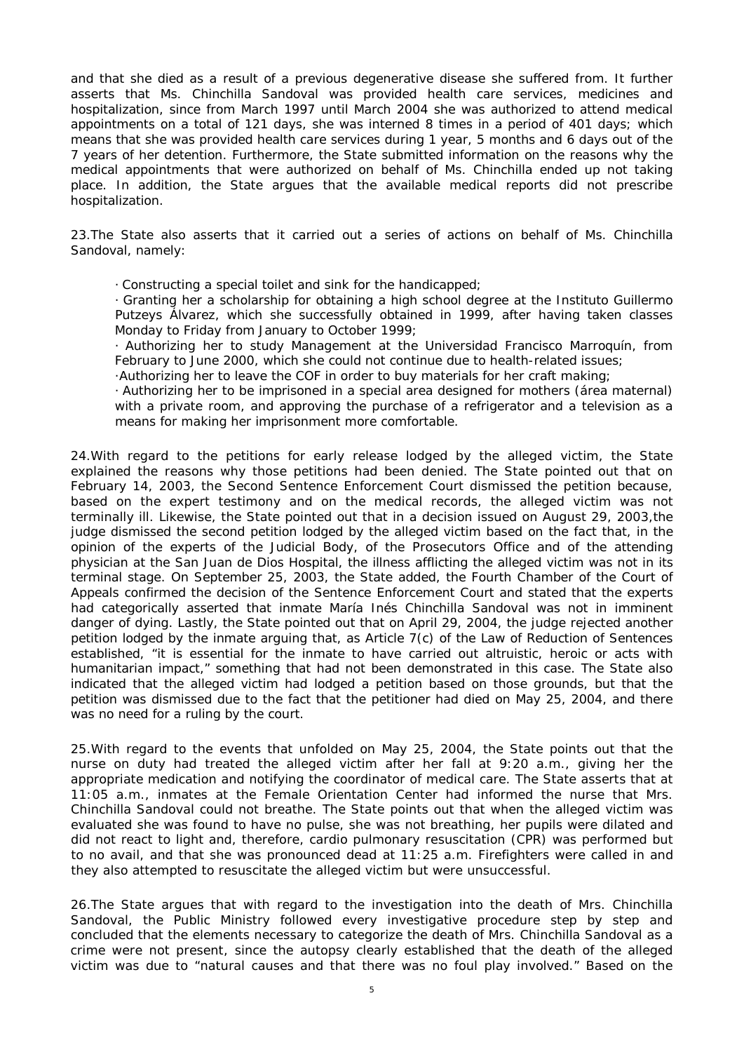and that she died as a result of a previous degenerative disease she suffered from. It further asserts that Ms. Chinchilla Sandoval was provided health care services, medicines and hospitalization, since from March 1997 until March 2004 she was authorized to attend medical appointments on a total of 121 days, she was interned 8 times in a period of 401 days; which means that she was provided health care services during 1 year, 5 months and 6 days out of the 7 years of her detention. Furthermore, the State submitted information on the reasons why the medical appointments that were authorized on behalf of Ms. Chinchilla ended up not taking place. In addition, the State argues that the available medical reports did not prescribe hospitalization.

23.The State also asserts that it carried out a series of actions on behalf of Ms. Chinchilla Sandoval, namely:

- Constructing a special toilet and sink for the handicapped;
- Granting her a scholarship for obtaining a high school degree at the Instituto Guillermo Putzeys Álvarez, which she successfully obtained in 1999, after having taken classes Monday to Friday from January to October 1999;
- Authorizing her to study Management at the Universidad Francisco Marroquín, from February to June 2000, which she could not continue due to health-related issues;
- Authorizing her to leave the COF in order to buy materials for her craft making;
- Authorizing her to be imprisoned in a special area designed for mothers (área maternal) with a private room, and approving the purchase of a refrigerator and a television as a means for making her imprisonment more comfortable.

24.With regard to the petitions for early release lodged by the alleged victim, the State explained the reasons why those petitions had been denied. The State pointed out that on February 14, 2003, the Second Sentence Enforcement Court dismissed the petition because, based on the expert testimony and on the medical records, the alleged victim was not terminally ill. Likewise, the State pointed out that in a decision issued on August 29, 2003,the judge dismissed the second petition lodged by the alleged victim based on the fact that, in the opinion of the experts of the Judicial Body, of the Prosecutors Office and of the attending physician at the San Juan de Dios Hospital, the illness afflicting the alleged victim was not in its terminal stage. On September 25, 2003, the State added, the Fourth Chamber of the Court of Appeals confirmed the decision of the Sentence Enforcement Court and stated that the experts had categorically asserted that inmate María Inés Chinchilla Sandoval was not in imminent danger of dying. Lastly, the State pointed out that on April 29, 2004, the judge rejected another petition lodged by the inmate arguing that, as Article 7(c) of the Law of Reduction of Sentences established, "it is essential for the inmate to have carried out altruistic, heroic or acts with humanitarian impact," something that had not been demonstrated in this case. The State also indicated that the alleged victim had lodged a petition based on those grounds, but that the petition was dismissed due to the fact that the petitioner had died on May 25, 2004, and there was no need for a ruling by the court.

25.With regard to the events that unfolded on May 25, 2004, the State points out that the nurse on duty had treated the alleged victim after her fall at 9:20 a.m., giving her the appropriate medication and notifying the coordinator of medical care. The State asserts that at 11:05 a.m., inmates at the Female Orientation Center had informed the nurse that Mrs. Chinchilla Sandoval could not breathe. The State points out that when the alleged victim was evaluated she was found to have no pulse, she was not breathing, her pupils were dilated and did not react to light and, therefore, cardio pulmonary resuscitation (CPR) was performed but to no avail, and that she was pronounced dead at 11:25 a.m. Firefighters were called in and they also attempted to resuscitate the alleged victim but were unsuccessful.

26.The State argues that with regard to the investigation into the death of Mrs. Chinchilla Sandoval, the Public Ministry followed every investigative procedure step by step and concluded that the elements necessary to categorize the death of Mrs. Chinchilla Sandoval as a crime were not present, since the autopsy clearly established that the death of the alleged victim was due to "natural causes and that there was no foul play involved." Based on the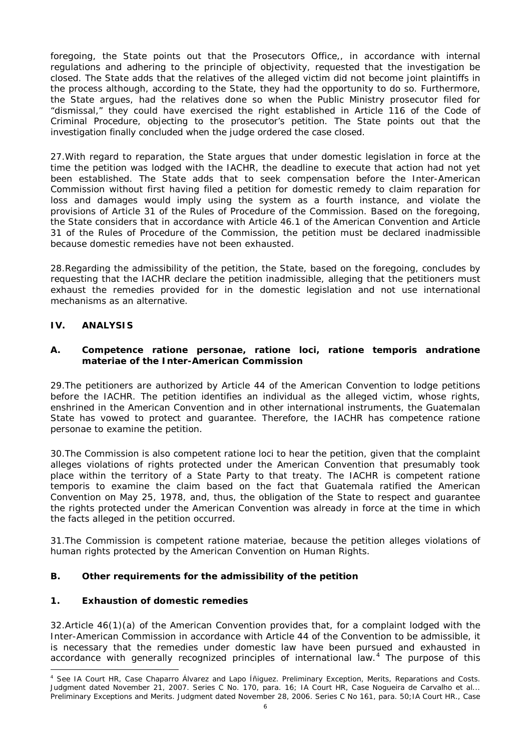foregoing, the State points out that the Prosecutors Office,, in accordance with internal regulations and adhering to the principle of objectivity, requested that the investigation be closed. The State adds that the relatives of the alleged victim did not become joint plaintiffs in the process although, according to the State, they had the opportunity to do so. Furthermore, the State argues, had the relatives done so when the Public Ministry prosecutor filed for "dismissal," they could have exercised the right established in Article 116 of the Code of Criminal Procedure, objecting to the prosecutor's petition. The State points out that the investigation finally concluded when the judge ordered the case closed.

27.With regard to reparation, the State argues that under domestic legislation in force at the time the petition was lodged with the IACHR, the deadline to execute that action had not yet been established. The State adds that to seek compensation before the Inter-American Commission without first having filed a petition for domestic remedy to claim reparation for loss and damages would imply using the system as a fourth instance, and violate the provisions of Article 31 of the Rules of Procedure of the Commission. Based on the foregoing, the State considers that in accordance with Article 46.1 of the American Convention and Article 31 of the Rules of Procedure of the Commission, the petition must be declared inadmissible because domestic remedies have not been exhausted.

28.Regarding the admissibility of the petition, the State, based on the foregoing, concludes by requesting that the IACHR declare the petition inadmissible, alleging that the petitioners must exhaust the remedies provided for in the domestic legislation and not use international mechanisms as an alternative.

## IV. ANALYSIS

### A. Competence *ratione personae, ratione loci, ratione temporis* and*ratione materiae* of the Inter-American Commission

29.The petitioners are authorized by Article 44 of the American Convention to lodge petitions before the IACHR. The petition identifies an individual as the alleged victim, whose rights, enshrined in the American Convention and in other international instruments, the Guatemalan State has vowed to protect and guarantee. Therefore, the IACHR has competence *ratione personae* to examine the petition.

30.The Commission is also competent *ratione loci* to hear the petition, given that the complaint alleges violations of rights protected under the American Convention that presumably took place within the territory of a State Party to that treaty. The IACHR is competent *ratione temporis* to examine the claim based on the fact that Guatemala ratified the American Convention on May 25, 1978, and, thus, the obligation of the State to respect and guarantee the rights protected under the American Convention was already in force at the time in which the facts alleged in the petition occurred.

31.The Commission is competent *ratione materiae*, because the petition alleges violations of human rights protected by the American Convention on Human Rights.

### B. Other requirements for the admissibility of the petition

#### 1. Exhaustion of domestic remedies

32.Article 46(1)(a) of the American Convention provides that, for a complaint lodged with the Inter-American Commission in accordance with Article 44 of the Convention to be admissible, it is necessary that the remedies under domestic law have been pursued and exhausted in accordance with generally recognized principles of international law.[4] The purpose of this

---

[4] See IA Court HR, *Case Chaparro Álvarez and Lapo Íñiguez. Preliminary Exception, Merits, Reparations and Costs*. Judgment dated November 21, 2007. Series C No. 170, para. 16; IA Court HR, *Case Nogueira de Carvalho et al... Preliminary Exceptions and Merits*. Judgment dated November 28, 2006. Series C No 161, para. 50;IA Court HR., *Case*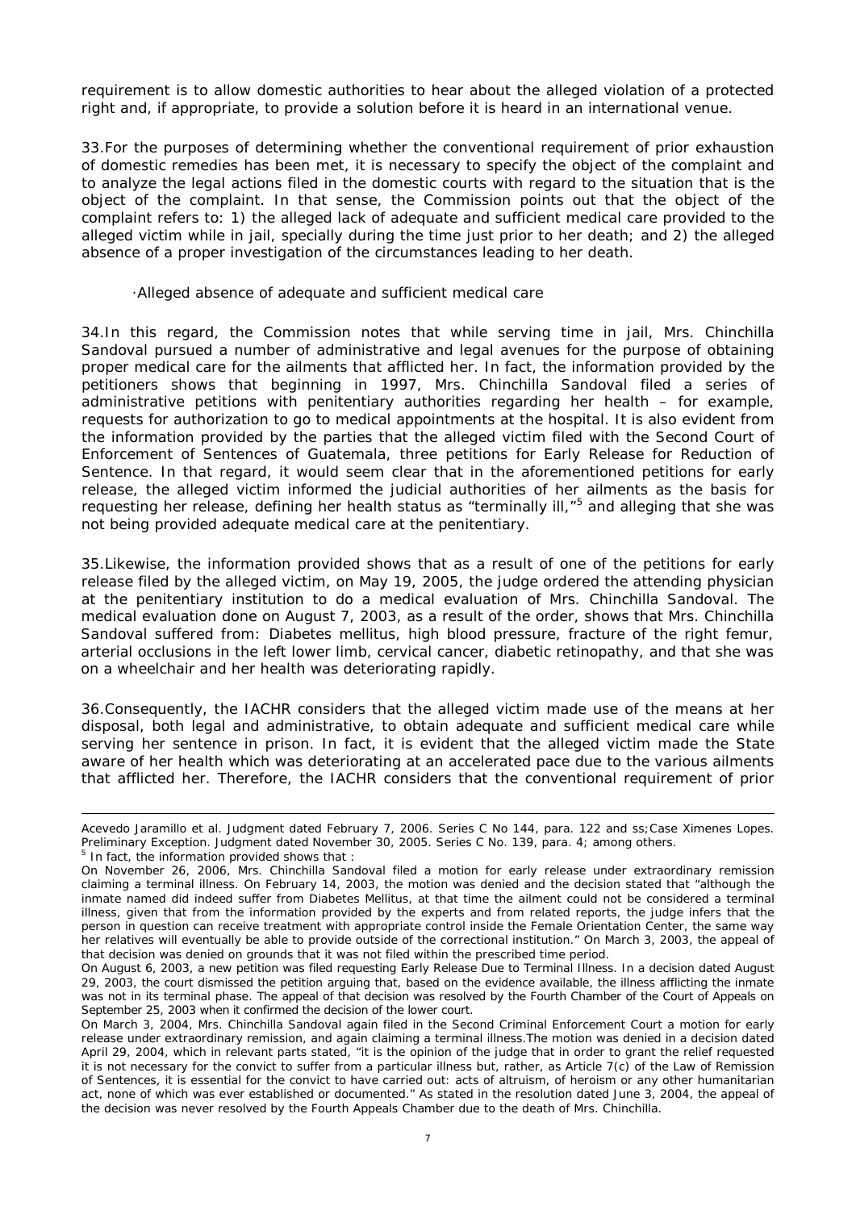requirement is to allow domestic authorities to hear about the alleged violation of a protected right and, if appropriate, to provide a solution before it is heard in an international venue.

33.For the purposes of determining whether the conventional requirement of prior exhaustion of domestic remedies has been met, it is necessary to specify the object of the complaint and to analyze the legal actions filed in the domestic courts with regard to the situation that is the object of the complaint. In that sense, the Commission points out that the object of the complaint refers to: 1) the alleged lack of adequate and sufficient medical care provided to the alleged victim while in jail, specially during the time just prior to her death; and 2) the alleged absence of a proper investigation of the circumstances leading to her death.

·Alleged absence of adequate and sufficient medical care

34.In this regard, the Commission notes that while serving time in jail, Mrs. Chinchilla Sandoval pursued a number of administrative and legal avenues for the purpose of obtaining proper medical care for the ailments that afflicted her. In fact, the information provided by the petitioners shows that beginning in 1997, Mrs. Chinchilla Sandoval filed a series of administrative petitions with penitentiary authorities regarding her health – for example, requests for authorization to go to medical appointments at the hospital. It is also evident from the information provided by the parties that the alleged victim filed with the Second Court of Enforcement of Sentences of Guatemala, three petitions for Early Release for Reduction of Sentence. In that regard, it would seem clear that in the aforementioned petitions for early release, the alleged victim informed the judicial authorities of her ailments as the basis for requesting her release, defining her health status as "terminally ill,"[5] and alleging that she was not being provided adequate medical care at the penitentiary.

35.Likewise, the information provided shows that as a result of one of the petitions for early release filed by the alleged victim, on May 19, 2005, the judge ordered the attending physician at the penitentiary institution to do a medical evaluation of Mrs. Chinchilla Sandoval. The medical evaluation done on August 7, 2003, as a result of the order, shows that Mrs. Chinchilla Sandoval suffered from: Diabetes mellitus, high blood pressure, fracture of the right femur, arterial occlusions in the left lower limb, cervical cancer, diabetic retinopathy, and that she was on a wheelchair and her health was deteriorating rapidly.

36.Consequently, the IACHR considers that the alleged victim made use of the means at her disposal, both legal and administrative, to obtain adequate and sufficient medical care while serving her sentence in prison. In fact, it is evident that the alleged victim made the State aware of her health which was deteriorating at an accelerated pace due to the various ailments that afflicted her. Therefore, the IACHR considers that the conventional requirement of prior

---

Acevedo Jaramillo et al. Judgment dated February 7, 2006. Series C No 144, para. 122 and ss;Case Ximenes Lopes. Preliminary Exception. Judgment dated November 30, 2005. Series C No. 139, para. 4; among others.

[5] In fact, the information provided shows that :

On November 26, 2006, Mrs. Chinchilla Sandoval filed a motion for early release under extraordinary remission claiming a terminal illness. On February 14, 2003, the motion was denied and the decision stated that "although the inmate named did indeed suffer from Diabetes Mellitus, at that time the ailment could not be considered a terminal illness, given that from the information provided by the experts and from related reports, the judge infers that the person in question can receive treatment with appropriate control inside the Female Orientation Center, the same way her relatives will eventually be able to provide outside of the correctional institution." On March 3, 2003, the appeal of that decision was denied on grounds that it was not filed within the prescribed time period.

On August 6, 2003, a new petition was filed requesting Early Release Due to Terminal Illness. In a decision dated August 29, 2003, the court dismissed the petition arguing that, based on the evidence available, the illness afflicting the inmate was not in its terminal phase. The appeal of that decision was resolved by the Fourth Chamber of the Court of Appeals on September 25, 2003 when it confirmed the decision of the lower court.

On March 3, 2004, Mrs. Chinchilla Sandoval again filed in the Second Criminal Enforcement Court a motion for early release under extraordinary remission, and again claiming a terminal illness.The motion was denied in a decision dated April 29, 2004, which in relevant parts stated, "it is the opinion of the judge that in order to grant the relief requested it is not necessary for the convict to suffer from a particular illness but, rather, as Article 7(c) of the Law of Remission of Sentences, it is essential for the convict to have carried out: acts of altruism, of heroism or any other humanitarian act, none of which was ever established or documented." As stated in the resolution dated June 3, 2004, the appeal of the decision was never resolved by the Fourth Appeals Chamber due to the death of Mrs. Chinchilla.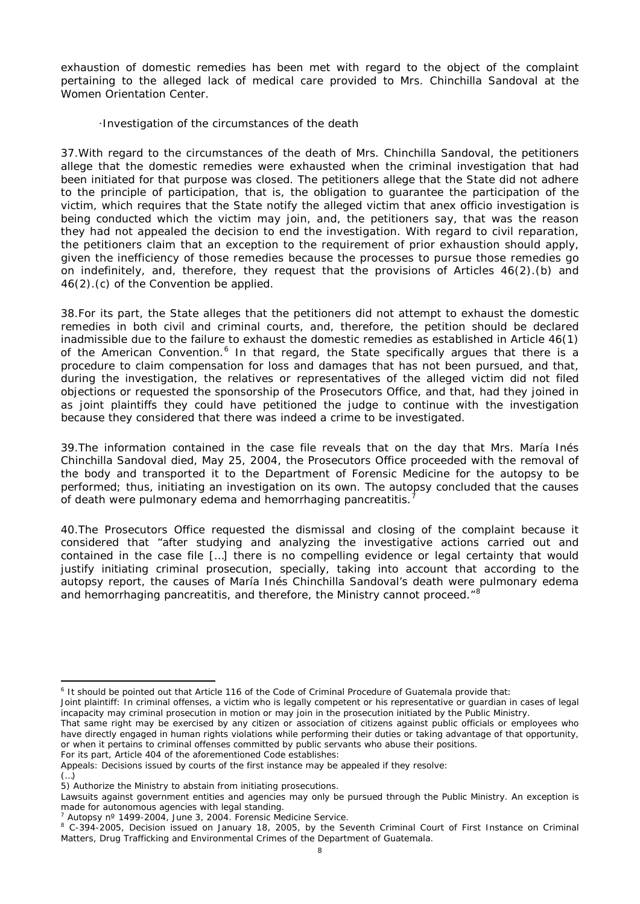exhaustion of domestic remedies has been met with regard to the object of the complaint pertaining to the alleged lack of medical care provided to Mrs. Chinchilla Sandoval at the Women Orientation Center.

·Investigation of the circumstances of the death

37.With regard to the circumstances of the death of Mrs. Chinchilla Sandoval, the petitioners allege that the domestic remedies were exhausted when the criminal investigation that had been initiated for that purpose was closed. The petitioners allege that the State did not adhere to the principle of participation, that is, the obligation to guarantee the participation of the victim, which requires that the State notify the alleged victim that anex officio investigation is being conducted which the victim may join, and, the petitioners say, that was the reason they had not appealed the decision to end the investigation. With regard to civil reparation, the petitioners claim that an exception to the requirement of prior exhaustion should apply, given the inefficiency of those remedies because the processes to pursue those remedies go on indefinitely, and, therefore, they request that the provisions of Articles 46(2).(b) and 46(2).(c) of the Convention be applied.

38.For its part, the State alleges that the petitioners did not attempt to exhaust the domestic remedies in both civil and criminal courts, and, therefore, the petition should be declared inadmissible due to the failure to exhaust the domestic remedies as established in Article 46(1) of the American Convention.[6] In that regard, the State specifically argues that there is a procedure to claim compensation for loss and damages that has not been pursued, and that, during the investigation, the relatives or representatives of the alleged victim did not filed objections or requested the sponsorship of the Prosecutors Office, and that, had they joined in as joint plaintiffs they could have petitioned the judge to continue with the investigation because they considered that there was indeed a crime to be investigated.

39.The information contained in the case file reveals that on the day that Mrs. María Inés Chinchilla Sandoval died, May 25, 2004, the Prosecutors Office proceeded with the removal of the body and transported it to the Department of Forensic Medicine for the autopsy to be performed; thus, initiating an investigation on its own. The autopsy concluded that the causes of death were pulmonary edema and hemorrhaging pancreatitis.[7]

40.The Prosecutors Office requested the dismissal and closing of the complaint because it considered that "after studying and analyzing the investigative actions carried out and contained in the case file […] there is no compelling evidence or legal certainty that would justify initiating criminal prosecution, specially, taking into account that according to the autopsy report, the causes of María Inés Chinchilla Sandoval's death were pulmonary edema and hemorrhaging pancreatitis, and therefore, the Ministry cannot proceed."[8]

---

[6] It should be pointed out that Article 116 of the Code of Criminal Procedure of Guatemala provide that:
Joint plaintiff: In criminal offenses, a victim who is legally competent or his representative or guardian in cases of legal incapacity may criminal prosecution in motion or may join in the prosecution initiated by the Public Ministry.
That same right may be exercised by any citizen or association of citizens against public officials or employees who have directly engaged in human rights violations while performing their duties or taking advantage of that opportunity, or when it pertains to criminal offenses committed by public servants who abuse their positions.
For its part, Article 404 of the aforementioned Code establishes:
Appeals: Decisions issued by courts of the first instance may be appealed if they resolve:
(…)
5) Authorize the Ministry to abstain from initiating prosecutions.
Lawsuits against government entities and agencies may only be pursued through the Public Ministry. An exception is made for autonomous agencies with legal standing.

[7] Autopsy nº 1499-2004, June 3, 2004. Forensic Medicine Service.

[8] C-394-2005, Decision issued on January 18, 2005, by the Seventh Criminal Court of First Instance on Criminal Matters, Drug Trafficking and Environmental Crimes of the Department of Guatemala.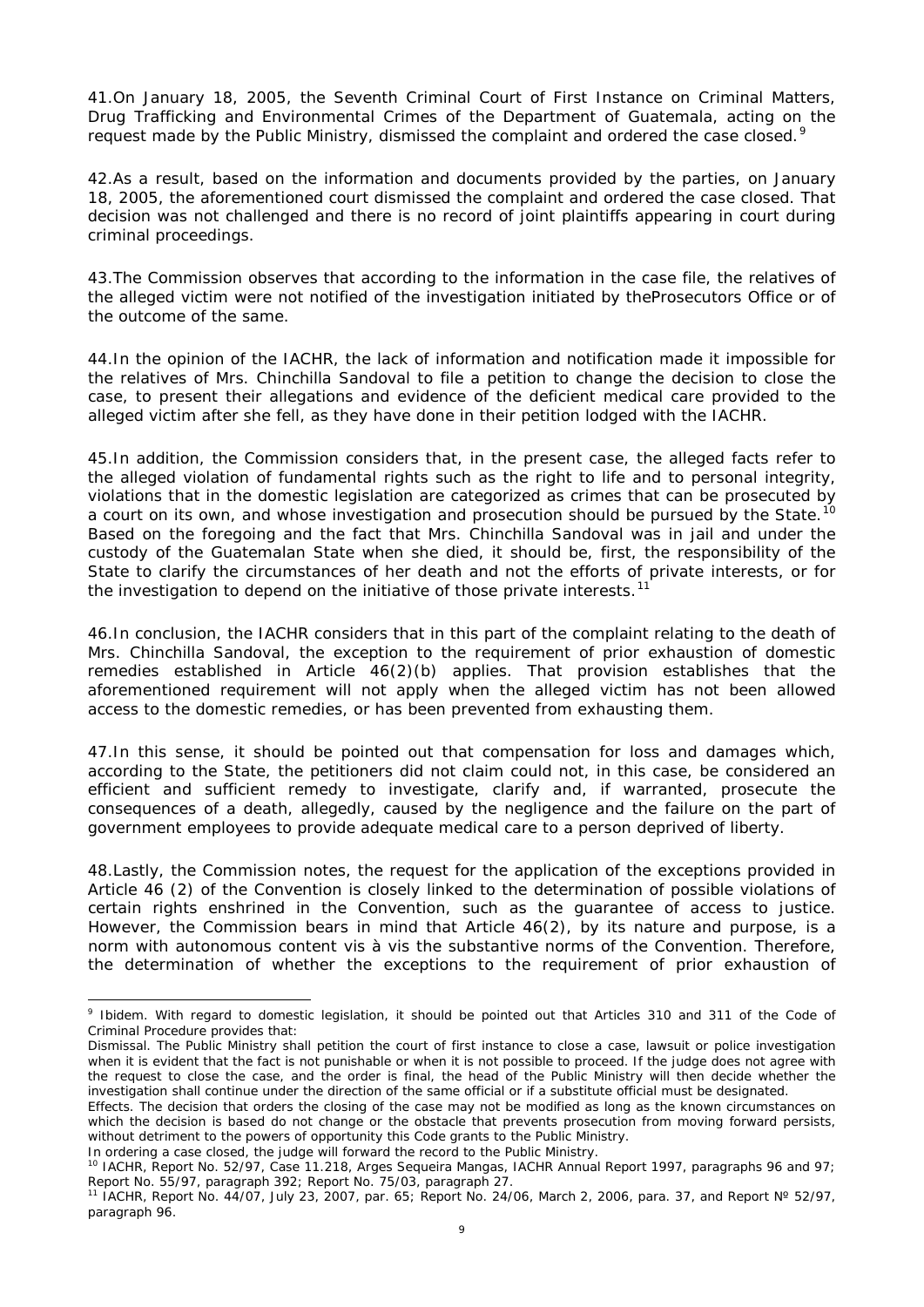41.On January 18, 2005, the Seventh Criminal Court of First Instance on Criminal Matters, Drug Trafficking and Environmental Crimes of the Department of Guatemala, acting on the request made by the Public Ministry, dismissed the complaint and ordered the case closed.[9]

42.As a result, based on the information and documents provided by the parties, on January 18, 2005, the aforementioned court dismissed the complaint and ordered the case closed. That decision was not challenged and there is no record of joint plaintiffs appearing in court during criminal proceedings.

43.The Commission observes that according to the information in the case file, the relatives of the alleged victim were not notified of the investigation initiated by theProsecutors Office or of the outcome of the same.

44.In the opinion of the IACHR, the lack of information and notification made it impossible for the relatives of Mrs. Chinchilla Sandoval to file a petition to change the decision to close the case, to present their allegations and evidence of the deficient medical care provided to the alleged victim after she fell, as they have done in their petition lodged with the IACHR.

45.In addition, the Commission considers that, in the present case, the alleged facts refer to the alleged violation of fundamental rights such as the right to life and to personal integrity, violations that in the domestic legislation are categorized as crimes that can be prosecuted by a court on its own, and whose investigation and prosecution should be pursued by the State.[10] Based on the foregoing and the fact that Mrs. Chinchilla Sandoval was in jail and under the custody of the Guatemalan State when she died, it should be, first, the responsibility of the State to clarify the circumstances of her death and not the efforts of private interests, or for the investigation to depend on the initiative of those private interests.[11]

46.In conclusion, the IACHR considers that in this part of the complaint relating to the death of Mrs. Chinchilla Sandoval, the exception to the requirement of prior exhaustion of domestic remedies established in Article 46(2)(b) applies. That provision establishes that the aforementioned requirement will not apply when the alleged victim has not been allowed access to the domestic remedies, or has been prevented from exhausting them.

47.In this sense, it should be pointed out that compensation for loss and damages which, according to the State, the petitioners did not claim could not, in this case, be considered an efficient and sufficient remedy to investigate, clarify and, if warranted, prosecute the consequences of a death, allegedly, caused by the negligence and the failure on the part of government employees to provide adequate medical care to a person deprived of liberty.

48.Lastly, the Commission notes, the request for the application of the exceptions provided in Article 46 (2) of the Convention is closely linked to the determination of possible violations of certain rights enshrined in the Convention, such as the guarantee of access to justice. However, the Commission bears in mind that Article 46(2), by its nature and purpose, is a norm with autonomous content vis à vis the substantive norms of the Convention. Therefore, the determination of whether the exceptions to the requirement of prior exhaustion of

---

[9] Ibidem. With regard to domestic legislation, it should be pointed out that Articles 310 and 311 of the Code of Criminal Procedure provides that:

Dismissal. The Public Ministry shall petition the court of first instance to close a case, lawsuit or police investigation when it is evident that the fact is not punishable or when it is not possible to proceed. If the judge does not agree with the request to close the case, and the order is final, the head of the Public Ministry will then decide whether the investigation shall continue under the direction of the same official or if a substitute official must be designated.

Effects. The decision that orders the closing of the case may not be modified as long as the known circumstances on which the decision is based do not change or the obstacle that prevents prosecution from moving forward persists, without detriment to the powers of opportunity this Code grants to the Public Ministry.

In ordering a case closed, the judge will forward the record to the Public Ministry.

[10] IACHR, Report No. 52/97, Case 11.218, Arges Sequeira Mangas, IACHR Annual Report 1997, paragraphs 96 and 97; Report No. 55/97, paragraph 392; Report No. 75/03, paragraph 27.

[11] IACHR, Report No. 44/07, July 23, 2007, par. 65; Report No. 24/06, March 2, 2006, para. 37, and Report Nº 52/97, paragraph 96.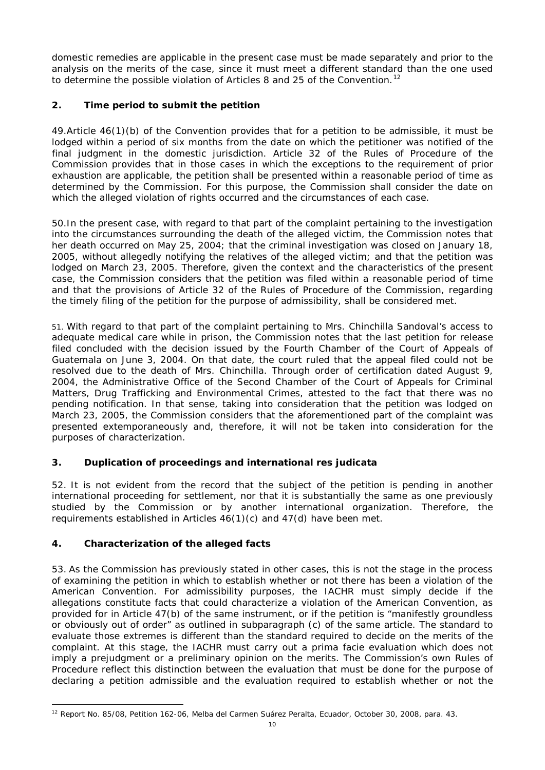domestic remedies are applicable in the present case must be made separately and prior to the analysis on the merits of the case, since it must meet a different standard than the one used to determine the possible violation of Articles 8 and 25 of the Convention.[12]

## 2. Time period to submit the petition

49.Article 46(1)(b) of the Convention provides that for a petition to be admissible, it must be lodged within a period of six months from the date on which the petitioner was notified of the final judgment in the domestic jurisdiction. Article 32 of the Rules of Procedure of the Commission provides that in those cases in which the exceptions to the requirement of prior exhaustion are applicable, the petition shall be presented within a reasonable period of time as determined by the Commission. For this purpose, the Commission shall consider the date on which the alleged violation of rights occurred and the circumstances of each case.

50.In the present case, with regard to that part of the complaint pertaining to the investigation into the circumstances surrounding the death of the alleged victim, the Commission notes that her death occurred on May 25, 2004; that the criminal investigation was closed on January 18, 2005, without allegedly notifying the relatives of the alleged victim; and that the petition was lodged on March 23, 2005. Therefore, given the context and the characteristics of the present case, the Commission considers that the petition was filed within a reasonable period of time and that the provisions of Article 32 of the Rules of Procedure of the Commission, regarding the timely filing of the petition for the purpose of admissibility, shall be considered met.

51. With regard to that part of the complaint pertaining to Mrs. Chinchilla Sandoval's access to adequate medical care while in prison, the Commission notes that the last petition for release filed concluded with the decision issued by the Fourth Chamber of the Court of Appeals of Guatemala on June 3, 2004. On that date, the court ruled that the appeal filed could not be resolved due to the death of Mrs. Chinchilla. Through order of certification dated August 9, 2004, the Administrative Office of the Second Chamber of the Court of Appeals for Criminal Matters, Drug Trafficking and Environmental Crimes, attested to the fact that there was no pending notification. In that sense, taking into consideration that the petition was lodged on March 23, 2005, the Commission considers that the aforementioned part of the complaint was presented extemporaneously and, therefore, it will not be taken into consideration for the purposes of characterization.

## 3. Duplication of proceedings and international res judicata

52. It is not evident from the record that the subject of the petition is pending in another international proceeding for settlement, nor that it is substantially the same as one previously studied by the Commission or by another international organization. Therefore, the requirements established in Articles 46(1)(c) and 47(d) have been met.

## 4. Characterization of the alleged facts

53. As the Commission has previously stated in other cases, this is not the stage in the process of examining the petition in which to establish whether or not there has been a violation of the American Convention. For admissibility purposes, the IACHR must simply decide if the allegations constitute facts that could characterize a violation of the American Convention, as provided for in Article 47(b) of the same instrument, or if the petition is "manifestly groundless or obviously out of order" as outlined in subparagraph (c) of the same article. The standard to evaluate those extremes is different than the standard required to decide on the merits of the complaint. At this stage, the IACHR must carry out a prima facie evaluation which does not imply a prejudgment or a preliminary opinion on the merits. The Commission's own Rules of Procedure reflect this distinction between the evaluation that must be done for the purpose of declaring a petition admissible and the evaluation required to establish whether or not the

[12] Report No. 85/08, Petition 162-06, Melba del Carmen Suárez Peralta, Ecuador, October 30, 2008, para. 43.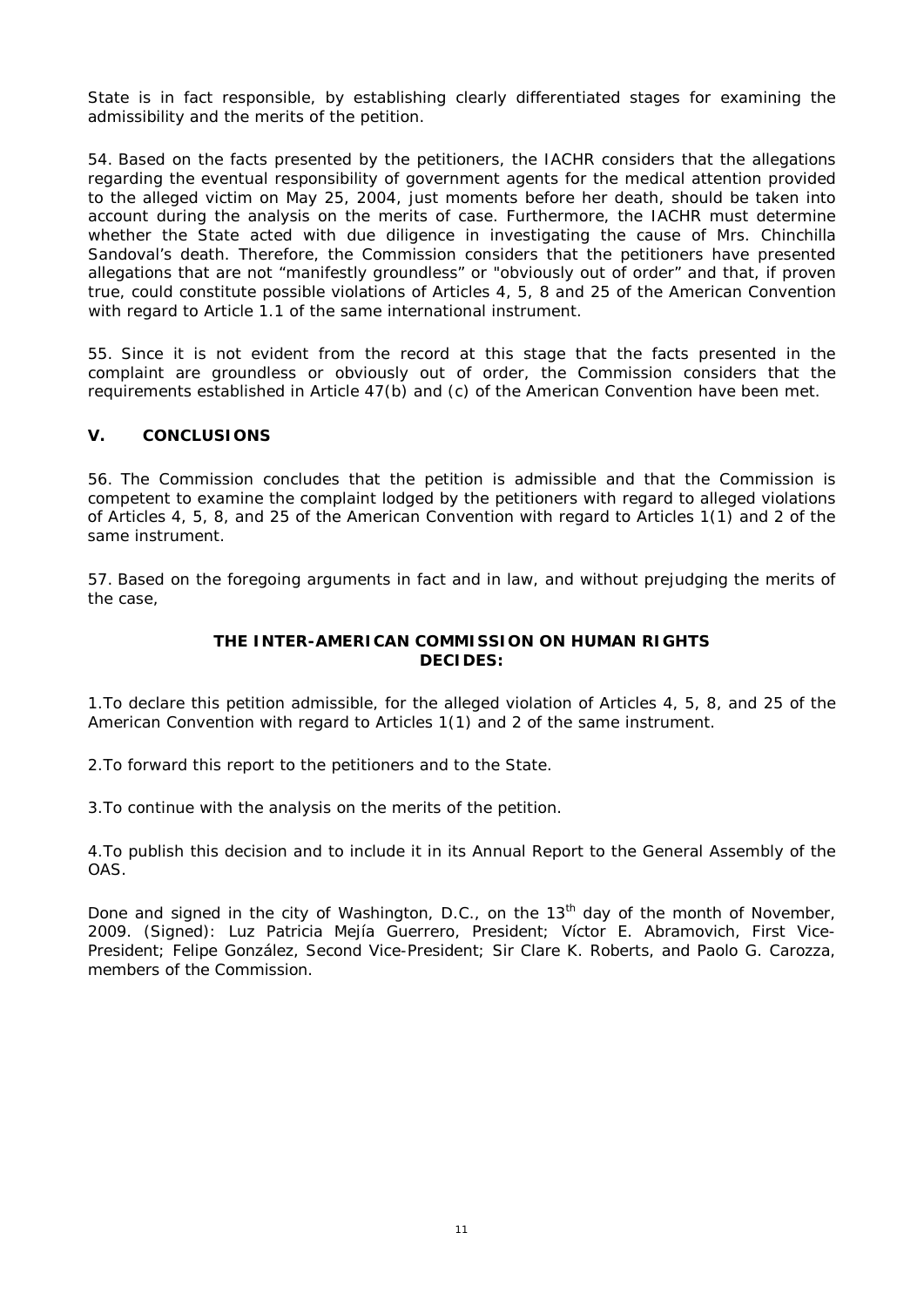State is in fact responsible, by establishing clearly differentiated stages for examining the admissibility and the merits of the petition.

54. Based on the facts presented by the petitioners, the IACHR considers that the allegations regarding the eventual responsibility of government agents for the medical attention provided to the alleged victim on May 25, 2004, just moments before her death, should be taken into account during the analysis on the merits of case. Furthermore, the IACHR must determine whether the State acted with due diligence in investigating the cause of Mrs. Chinchilla Sandoval's death. Therefore, the Commission considers that the petitioners have presented allegations that are not "manifestly groundless" or "obviously out of order" and that, if proven true, could constitute possible violations of Articles 4, 5, 8 and 25 of the American Convention with regard to Article 1.1 of the same international instrument.

55. Since it is not evident from the record at this stage that the facts presented in the complaint are groundless or obviously out of order, the Commission considers that the requirements established in Article 47(b) and (c) of the American Convention have been met.

## V. CONCLUSIONS

56. The Commission concludes that the petition is admissible and that the Commission is competent to examine the complaint lodged by the petitioners with regard to alleged violations of Articles 4, 5, 8, and 25 of the American Convention with regard to Articles 1(1) and 2 of the same instrument.

57. Based on the foregoing arguments in fact and in law, and without prejudging the merits of the case,

**THE INTER-AMERICAN COMMISSION ON HUMAN RIGHTS**
**DECIDES:**

1. To declare this petition admissible, for the alleged violation of Articles 4, 5, 8, and 25 of the American Convention with regard to Articles 1(1) and 2 of the same instrument.

2. To forward this report to the petitioners and to the State.

3. To continue with the analysis on the merits of the petition.

4. To publish this decision and to include it in its Annual Report to the General Assembly of the OAS.

Done and signed in the city of Washington, D.C., on the 13th day of the month of November, 2009. (Signed): Luz Patricia Mejía Guerrero, President; Víctor E. Abramovich, First Vice-President; Felipe González, Second Vice-President; Sir Clare K. Roberts, and Paolo G. Carozza, members of the Commission.